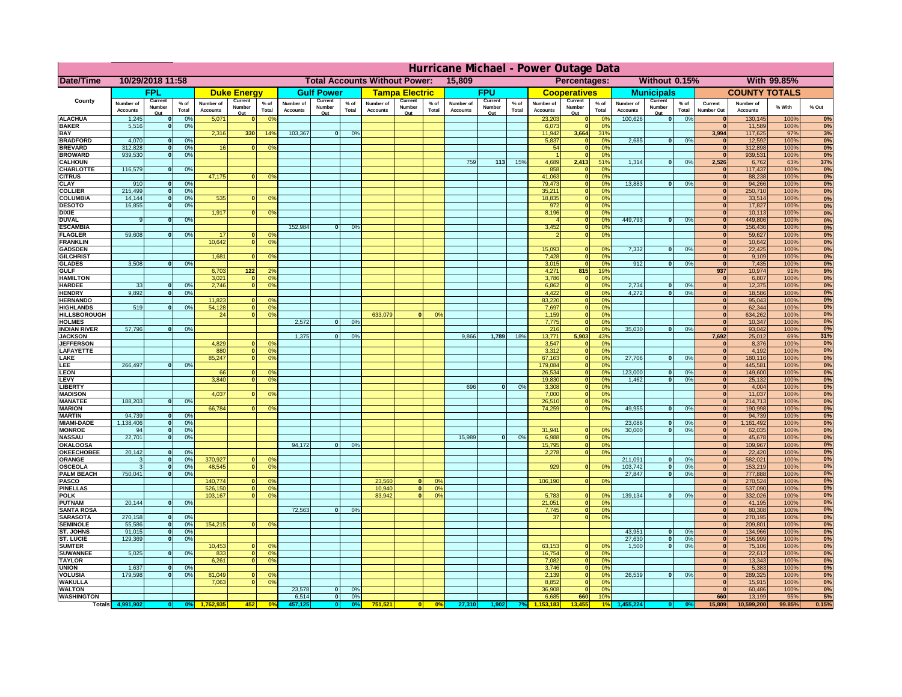# Hurricane Michael - Power Outage Data

| Date/Time | 10/29/2018 11:58 | | Total Accounts Without Power: | 15,809 | | Percentages: | Without 0.15% | With 99.85% |
|---|---|---|---|---|---|---|---|---|

| County | FPL | | | Duke Energy | | | Gulf Power | | | Tampa Electric | | | FPU | | | Cooperatives | | | Municipals | | | COUNTY TOTALS | | | |
|---|---|---|---|---|---|---|---|---|---|---|---|---|---|---|---|---|---|---|---|---|---|---|---|---|---|
| | Number of Accounts | Current Number Out | % of Total | Number of Accounts | Current Number Out | % of Total | Number of Accounts | Current Number Out | % of Total | Number of Accounts | Current Number Out | % of Total | Number of Accounts | Current Number Out | % of Total | Number of Accounts | Current Number Out | % of Total | Number of Accounts | Current Number Out | % of Total | Current Number Out | Number of Accounts | % With | % Out |
| ALACHUA | 1,245 | 0 | 0% | 5,071 | 0 | 0% | | | | | | | | | | 23,203 | 0 | 0% | 100,626 | 0 | 0% | 0 | 130,145 | 100% | 0% |
| BAKER | 5,516 | 0 | 0% | | | | | | | | | | | | | 6,073 | 0 | 0% | | | | 0 | 11,589 | 100% | 0% |
| BAY | | | | 2,316 | 330 | 14% | 103,367 | 0 | 0% | | | | | | | 11,942 | 3,664 | 31% | | | | 3,994 | 117,625 | 97% | 3% |
| BRADFORD | 4,070 | 0 | 0% | | | | | | | | | | | | | 5,837 | 0 | 0% | 2,685 | 0 | 0% | 0 | 12,592 | 100% | 0% |
| BREVARD | 312,828 | 0 | 0% | 16 | 0 | 0% | | | | | | | | | | 54 | 0 | 0% | | | | 0 | 312,898 | 100% | 0% |
| BROWARD | 939,530 | 0 | 0% | | | | | | | | | | | | | 1 | 0 | 0% | | | | 0 | 939,531 | 100% | 0% |
| CALHOUN | | | | | | | | | | | | | 759 | 113 | 15% | 4,689 | 2,413 | 51% | 1,314 | 0 | 0% | 2,526 | 6,762 | 63% | 37% |
| CHARLOTTE | 116,579 | 0 | 0% | | | | | | | | | | | | | 858 | 0 | 0% | | | | 0 | 117,437 | 100% | 0% |
| CITRUS | | | | 47,175 | 0 | 0% | | | | | | | | | | 41,063 | 0 | 0% | | | | 0 | 88,238 | 100% | 0% |
| CLAY | 910 | 0 | 0% | | | | | | | | | | | | | 79,473 | 0 | 0% | 13,883 | 0 | 0% | 0 | 94,266 | 100% | 0% |
| COLLIER | 215,499 | 0 | 0% | | | | | | | | | | | | | 35,211 | 0 | 0% | | | | 0 | 250,710 | 100% | 0% |
| COLUMBIA | 14,144 | 0 | 0% | 535 | 0 | 0% | | | | | | | | | | 18,835 | 0 | 0% | | | | 0 | 33,514 | 100% | 0% |
| DESOTO | 16,855 | 0 | 0% | | | | | | | | | | | | | 972 | 0 | 0% | | | | 0 | 17,827 | 100% | 0% |
| DIXIE | | | | 1,917 | 0 | 0% | | | | | | | | | | 8,196 | 0 | 0% | | | | 0 | 10,113 | 100% | 0% |
| DUVAL | 9 | 0 | 0% | | | | | | | | | | | | | 4 | 0 | 0% | 449,793 | 0 | 0% | 0 | 449,806 | 100% | 0% |
| ESCAMBIA | | | | | | | 152,984 | 0 | 0% | | | | | | | 3,452 | 0 | 0% | | | | 0 | 156,436 | 100% | 0% |
| FLAGLER | 59,608 | 0 | 0% | 17 | 0 | 0% | | | | | | | | | | 2 | 0 | 0% | | | | 0 | 59,627 | 100% | 0% |
| FRANKLIN | | | | 10,642 | 0 | 0% | | | | | | | | | | | | | | | | 0 | 10,642 | 100% | 0% |
| GADSDEN | | | | | | | | | | | | | | | | 15,093 | 0 | 0% | 7,332 | 0 | 0% | 0 | 22,425 | 100% | 0% |
| GILCHRIST | | | | 1,681 | 0 | 0% | | | | | | | | | | 7,428 | 0 | 0% | | | | 0 | 9,109 | 100% | 0% |
| GLADES | 3,508 | 0 | 0% | | | | | | | | | | | | | 3,015 | 0 | 0% | 912 | 0 | 0% | 0 | 7,435 | 100% | 0% |
| GULF | | | | 6,703 | 122 | 2% | | | | | | | | | | 4,271 | 815 | 19% | | | | 937 | 10,974 | 91% | 9% |
| HAMILTON | | | | 3,021 | 0 | 0% | | | | | | | | | | 3,786 | 0 | 0% | | | | 0 | 6,807 | 100% | 0% |
| HARDEE | 33 | 0 | 0% | 2,746 | 0 | 0% | | | | | | | | | | 6,862 | 0 | 0% | 2,734 | 0 | 0% | 0 | 12,375 | 100% | 0% |
| HENDRY | 9,892 | 0 | 0% | | | | | | | | | | | | | 4,422 | 0 | 0% | 4,272 | 0 | 0% | 0 | 18,586 | 100% | 0% |
| HERNANDO | | | | 11,823 | 0 | 0% | | | | | | | | | | 83,220 | 0 | 0% | | | | 0 | 95,043 | 100% | 0% |
| HIGHLANDS | 519 | 0 | 0% | 54,128 | 0 | 0% | | | | | | | | | | 7,697 | 0 | 0% | | | | 0 | 62,344 | 100% | 0% |
| HILLSBOROUGH | | | | 24 | 0 | 0% | | | | 633,079 | 0 | 0% | | | | 1,159 | 0 | 0% | | | | 0 | 634,262 | 100% | 0% |
| HOLMES | | | | | | | 2,572 | 0 | 0% | | | | | | | 7,775 | 0 | 0% | | | | 0 | 10,347 | 100% | 0% |
| INDIAN RIVER | 57,796 | 0 | 0% | | | | | | | | | | | | | 216 | 0 | 0% | 35,030 | 0 | 0% | 0 | 93,042 | 100% | 0% |
| JACKSON | | | | | | | 1,375 | 0 | 0% | | | | 9,866 | 1,789 | 18% | 13,771 | 5,903 | 43% | | | | 7,692 | 25,012 | 69% | 31% |
| JEFFERSON | | | | 4,829 | 0 | 0% | | | | | | | | | | 3,547 | 0 | 0% | | | | 0 | 8,376 | 100% | 0% |
| LAFAYETTE | | | | 880 | 0 | 0% | | | | | | | | | | 3,312 | 0 | 0% | | | | 0 | 4,192 | 100% | 0% |
| LAKE | | | | 85,247 | 0 | 0% | | | | | | | | | | 67,163 | 0 | 0% | 27,706 | 0 | 0% | 0 | 180,116 | 100% | 0% |
| LEE | 266,497 | 0 | 0% | | | | | | | | | | | | | 179,084 | 0 | 0% | | | | 0 | 445,581 | 100% | 0% |
| LEON | | | | 66 | 0 | 0% | | | | | | | | | | 26,534 | 0 | 0% | 123,000 | 0 | 0% | 0 | 149,600 | 100% | 0% |
| LEVY | | | | 3,840 | 0 | 0% | | | | | | | | | | 19,830 | 0 | 0% | 1,462 | 0 | 0% | 0 | 25,132 | 100% | 0% |
| LIBERTY | | | | | | | | | | | | | 696 | 0 | 0% | 3,308 | 0 | 0% | | | | 0 | 4,004 | 100% | 0% |
| MADISON | | | | 4,037 | 0 | 0% | | | | | | | | | | 7,000 | 0 | 0% | | | | 0 | 11,037 | 100% | 0% |
| MANATEE | 188,203 | 0 | 0% | | | | | | | | | | | | | 26,510 | 0 | 0% | | | | 0 | 214,713 | 100% | 0% |
| MARION | | | | 66,784 | 0 | 0% | | | | | | | | | | 74,259 | 0 | 0% | 49,955 | 0 | 0% | 0 | 190,998 | 100% | 0% |
| MARTIN | 94,739 | 0 | 0% | | | | | | | | | | | | | | | | | | | 0 | 94,739 | 100% | 0% |
| MIAMI-DADE | 1,138,406 | 0 | 0% | | | | | | | | | | | | | | | | 23,086 | 0 | 0% | 0 | 1,161,492 | 100% | 0% |
| MONROE | 94 | 0 | 0% | | | | | | | | | | | | | 31,941 | 0 | 0% | 30,000 | 0 | 0% | 0 | 62,035 | 100% | 0% |
| NASSAU | 22,701 | 0 | 0% | | | | | | | | | | 15,989 | 0 | 0% | 6,988 | 0 | 0% | | | | 0 | 45,678 | 100% | 0% |
| OKALOOSA | | | | | | | 94,172 | 0 | 0% | | | | | | | 15,795 | 0 | 0% | | | | 0 | 109,967 | 100% | 0% |
| OKEECHOBEE | 20,142 | 0 | 0% | | | | | | | | | | | | | 2,278 | 0 | 0% | | | | 0 | 22,420 | 100% | 0% |
| ORANGE | 3 | 0 | 0% | 370,927 | 0 | 0% | | | | | | | | | | | | | 211,091 | 0 | 0% | 0 | 582,021 | 100% | 0% |
| OSCEOLA | 3 | 0 | 0% | 48,545 | 0 | 0% | | | | | | | | | | 929 | 0 | 0% | 103,742 | 0 | 0% | 0 | 153,219 | 100% | 0% |
| PALM BEACH | 750,041 | 0 | 0% | | | | | | | | | | | | | | | | 27,847 | 0 | 0% | 0 | 777,888 | 100% | 0% |
| PASCO | | | | 140,774 | 0 | 0% | | | | 23,560 | 0 | 0% | | | | 106,190 | 0 | 0% | | | | 0 | 270,524 | 100% | 0% |
| PINELLAS | | | | 526,150 | 0 | 0% | | | | 10,940 | 0 | 0% | | | | | | | | | | 0 | 537,090 | 100% | 0% |
| POLK | | | | 103,167 | 0 | 0% | | | | 83,942 | 0 | 0% | | | | 5,783 | 0 | 0% | 139,134 | 0 | 0% | 0 | 332,026 | 100% | 0% |
| PUTNAM | 20,144 | 0 | 0% | | | | | | | | | | | | | 21,051 | 0 | 0% | | | | 0 | 41,195 | 100% | 0% |
| SANTA ROSA | | | | | | | 72,563 | 0 | 0% | | | | | | | 7,745 | 0 | 0% | | | | 0 | 80,308 | 100% | 0% |
| SARASOTA | 270,158 | 0 | 0% | | | | | | | | | | | | | 37 | 0 | 0% | | | | 0 | 270,195 | 100% | 0% |
| SEMINOLE | 55,586 | 0 | 0% | 154,215 | 0 | 0% | | | | | | | | | | | | | | | | 0 | 209,801 | 100% | 0% |
| ST. JOHNS | 91,015 | 0 | 0% | | | | | | | | | | | | | | | | 43,951 | 0 | 0% | 0 | 134,966 | 100% | 0% |
| ST. LUCIE | 129,369 | 0 | 0% | | | | | | | | | | | | | | | | 27,630 | 0 | 0% | 0 | 156,999 | 100% | 0% |
| SUMTER | | | | 10,453 | 0 | 0% | | | | | | | | | | 63,153 | 0 | 0% | 1,500 | 0 | 0% | 0 | 75,106 | 100% | 0% |
| SUWANNEE | 5,025 | 0 | 0% | 833 | 0 | 0% | | | | | | | | | | 16,754 | 0 | 0% | | | | 0 | 22,612 | 100% | 0% |
| TAYLOR | | | | 6,261 | 0 | 0% | | | | | | | | | | 7,082 | 0 | 0% | | | | 0 | 13,343 | 100% | 0% |
| UNION | 1,637 | 0 | 0% | | | | | | | | | | | | | 3,746 | 0 | 0% | | | | 0 | 5,383 | 100% | 0% |
| VOLUSIA | 179,598 | 0 | 0% | 81,049 | 0 | 0% | | | | | | | | | | 2,139 | 0 | 0% | 26,539 | 0 | 0% | 0 | 289,325 | 100% | 0% |
| WAKULLA | | | | 7,063 | 0 | 0% | | | | | | | | | | 8,852 | 0 | 0% | | | | 0 | 15,915 | 100% | 0% |
| WALTON | | | | | | | 23,578 | 0 | 0% | | | | | | | 36,908 | 0 | 0% | | | | 0 | 60,486 | 100% | 0% |
| WASHINGTON | | | | | | | 6,514 | 0 | 0% | | | | | | | 6,685 | 660 | 10% | | | | 660 | 13,199 | 95% | 5% |
| Totals | 4,991,902 | 0 | 0% | 1,762,935 | 452 | 0% | 457,125 | 0 | 0% | 751,521 | 0 | 0% | 27,310 | 1,902 | 7% | 1,153,183 | 13,455 | 1% | 1,455,224 | 0 | 0% | 15,809 | 10,599,200 | 99.85% | 0.15% |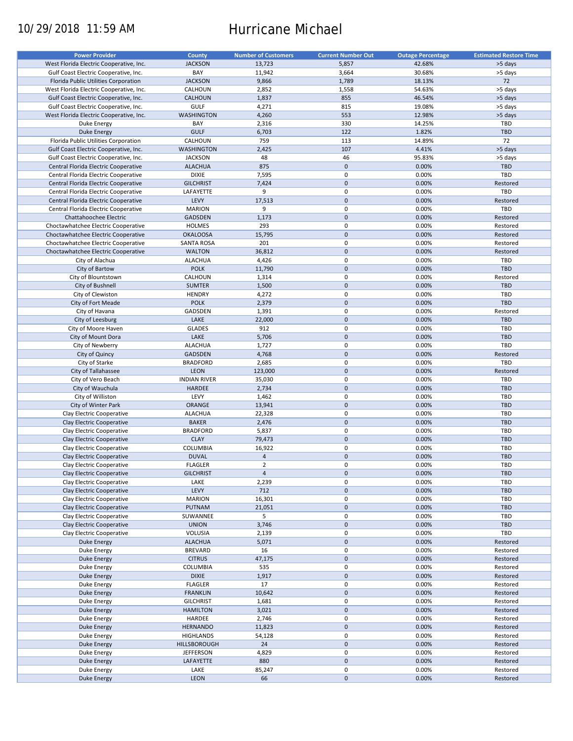# Hurricane Michael

10/29/2018 11:59 AM

| Power Provider | County | Number of Customers | Current Number Out | Outage Percentage | Estimated Restore Time |
|---|---|---|---|---|---|
| West Florida Electric Cooperative, Inc. | JACKSON | 13,723 | 5,857 | 42.68% | >5 days |
| Gulf Coast Electric Cooperative, Inc. | BAY | 11,942 | 3,664 | 30.68% | >5 days |
| Florida Public Utilities Corporation | JACKSON | 9,866 | 1,789 | 18.13% | 72 |
| West Florida Electric Cooperative, Inc. | CALHOUN | 2,852 | 1,558 | 54.63% | >5 days |
| Gulf Coast Electric Cooperative, Inc. | CALHOUN | 1,837 | 855 | 46.54% | >5 days |
| Gulf Coast Electric Cooperative, Inc. | GULF | 4,271 | 815 | 19.08% | >5 days |
| West Florida Electric Cooperative, Inc. | WASHINGTON | 4,260 | 553 | 12.98% | >5 days |
| Duke Energy | BAY | 2,316 | 330 | 14.25% | TBD |
| Duke Energy | GULF | 6,703 | 122 | 1.82% | TBD |
| Florida Public Utilities Corporation | CALHOUN | 759 | 113 | 14.89% | 72 |
| Gulf Coast Electric Cooperative, Inc. | WASHINGTON | 2,425 | 107 | 4.41% | >5 days |
| Gulf Coast Electric Cooperative, Inc. | JACKSON | 48 | 46 | 95.83% | >5 days |
| Central Florida Electric Cooperative | ALACHUA | 875 | 0 | 0.00% | TBD |
| Central Florida Electric Cooperative | DIXIE | 7,595 | 0 | 0.00% | TBD |
| Central Florida Electric Cooperative | GILCHRIST | 7,424 | 0 | 0.00% | Restored |
| Central Florida Electric Cooperative | LAFAYETTE | 9 | 0 | 0.00% | TBD |
| Central Florida Electric Cooperative | LEVY | 17,513 | 0 | 0.00% | Restored |
| Central Florida Electric Cooperative | MARION | 9 | 0 | 0.00% | TBD |
| Chattahoochee Electric | GADSDEN | 1,173 | 0 | 0.00% | Restored |
| Choctawhatchee Electric Cooperative | HOLMES | 293 | 0 | 0.00% | Restored |
| Choctawhatchee Electric Cooperative | OKALOOSA | 15,795 | 0 | 0.00% | Restored |
| Choctawhatchee Electric Cooperative | SANTA ROSA | 201 | 0 | 0.00% | Restored |
| Choctawhatchee Electric Cooperative | WALTON | 36,812 | 0 | 0.00% | Restored |
| City of Alachua | ALACHUA | 4,426 | 0 | 0.00% | TBD |
| City of Bartow | POLK | 11,790 | 0 | 0.00% | TBD |
| City of Blountstown | CALHOUN | 1,314 | 0 | 0.00% | Restored |
| City of Bushnell | SUMTER | 1,500 | 0 | 0.00% | TBD |
| City of Clewiston | HENDRY | 4,272 | 0 | 0.00% | TBD |
| City of Fort Meade | POLK | 2,379 | 0 | 0.00% | TBD |
| City of Havana | GADSDEN | 1,391 | 0 | 0.00% | Restored |
| City of Leesburg | LAKE | 22,000 | 0 | 0.00% | TBD |
| City of Moore Haven | GLADES | 912 | 0 | 0.00% | TBD |
| City of Mount Dora | LAKE | 5,706 | 0 | 0.00% | TBD |
| City of Newberry | ALACHUA | 1,727 | 0 | 0.00% | TBD |
| City of Quincy | GADSDEN | 4,768 | 0 | 0.00% | Restored |
| City of Starke | BRADFORD | 2,685 | 0 | 0.00% | TBD |
| City of Tallahassee | LEON | 123,000 | 0 | 0.00% | Restored |
| City of Vero Beach | INDIAN RIVER | 35,030 | 0 | 0.00% | TBD |
| City of Wauchula | HARDEE | 2,734 | 0 | 0.00% | TBD |
| City of Williston | LEVY | 1,462 | 0 | 0.00% | TBD |
| City of Winter Park | ORANGE | 13,941 | 0 | 0.00% | TBD |
| Clay Electric Cooperative | ALACHUA | 22,328 | 0 | 0.00% | TBD |
| Clay Electric Cooperative | BAKER | 2,476 | 0 | 0.00% | TBD |
| Clay Electric Cooperative | BRADFORD | 5,837 | 0 | 0.00% | TBD |
| Clay Electric Cooperative | CLAY | 79,473 | 0 | 0.00% | TBD |
| Clay Electric Cooperative | COLUMBIA | 16,922 | 0 | 0.00% | TBD |
| Clay Electric Cooperative | DUVAL | 4 | 0 | 0.00% | TBD |
| Clay Electric Cooperative | FLAGLER | 2 | 0 | 0.00% | TBD |
| Clay Electric Cooperative | GILCHRIST | 4 | 0 | 0.00% | TBD |
| Clay Electric Cooperative | LAKE | 2,239 | 0 | 0.00% | TBD |
| Clay Electric Cooperative | LEVY | 712 | 0 | 0.00% | TBD |
| Clay Electric Cooperative | MARION | 16,301 | 0 | 0.00% | TBD |
| Clay Electric Cooperative | PUTNAM | 21,051 | 0 | 0.00% | TBD |
| Clay Electric Cooperative | SUWANNEE | 5 | 0 | 0.00% | TBD |
| Clay Electric Cooperative | UNION | 3,746 | 0 | 0.00% | TBD |
| Clay Electric Cooperative | VOLUSIA | 2,139 | 0 | 0.00% | TBD |
| Duke Energy | ALACHUA | 5,071 | 0 | 0.00% | Restored |
| Duke Energy | BREVARD | 16 | 0 | 0.00% | Restored |
| Duke Energy | CITRUS | 47,175 | 0 | 0.00% | Restored |
| Duke Energy | COLUMBIA | 535 | 0 | 0.00% | Restored |
| Duke Energy | DIXIE | 1,917 | 0 | 0.00% | Restored |
| Duke Energy | FLAGLER | 17 | 0 | 0.00% | Restored |
| Duke Energy | FRANKLIN | 10,642 | 0 | 0.00% | Restored |
| Duke Energy | GILCHRIST | 1,681 | 0 | 0.00% | Restored |
| Duke Energy | HAMILTON | 3,021 | 0 | 0.00% | Restored |
| Duke Energy | HARDEE | 2,746 | 0 | 0.00% | Restored |
| Duke Energy | HERNANDO | 11,823 | 0 | 0.00% | Restored |
| Duke Energy | HIGHLANDS | 54,128 | 0 | 0.00% | Restored |
| Duke Energy | HILLSBOROUGH | 24 | 0 | 0.00% | Restored |
| Duke Energy | JEFFERSON | 4,829 | 0 | 0.00% | Restored |
| Duke Energy | LAFAYETTE | 880 | 0 | 0.00% | Restored |
| Duke Energy | LAKE | 85,247 | 0 | 0.00% | Restored |
| Duke Energy | LEON | 66 | 0 | 0.00% | Restored |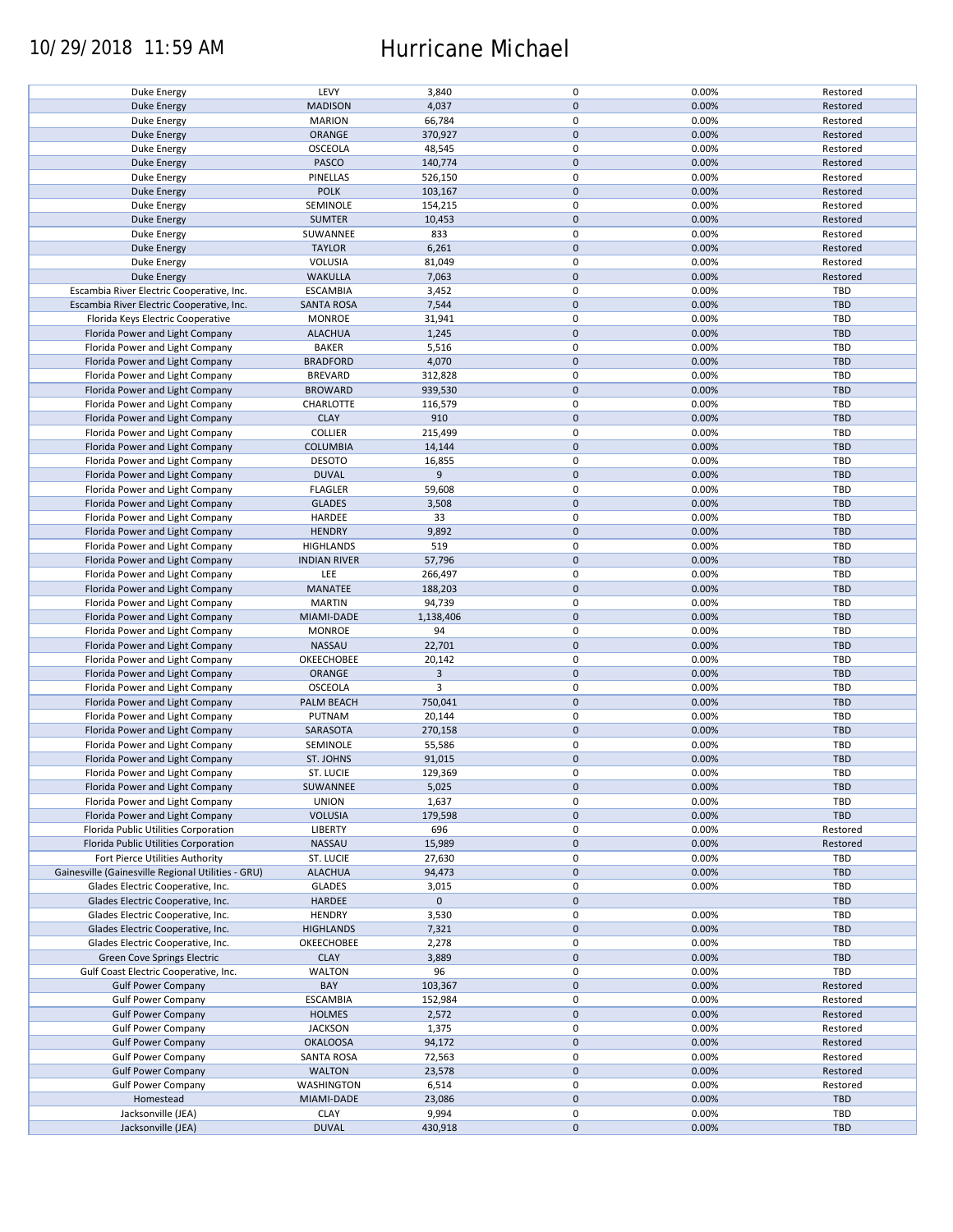| | | | | | |
|---|---|---|---|---|---|
| Duke Energy | LEVY | 3,840 | 0 | 0.00% | Restored |
| Duke Energy | MADISON | 4,037 | 0 | 0.00% | Restored |
| Duke Energy | MARION | 66,784 | 0 | 0.00% | Restored |
| Duke Energy | ORANGE | 370,927 | 0 | 0.00% | Restored |
| Duke Energy | OSCEOLA | 48,545 | 0 | 0.00% | Restored |
| Duke Energy | PASCO | 140,774 | 0 | 0.00% | Restored |
| Duke Energy | PINELLAS | 526,150 | 0 | 0.00% | Restored |
| Duke Energy | POLK | 103,167 | 0 | 0.00% | Restored |
| Duke Energy | SEMINOLE | 154,215 | 0 | 0.00% | Restored |
| Duke Energy | SUMTER | 10,453 | 0 | 0.00% | Restored |
| Duke Energy | SUWANNEE | 833 | 0 | 0.00% | Restored |
| Duke Energy | TAYLOR | 6,261 | 0 | 0.00% | Restored |
| Duke Energy | VOLUSIA | 81,049 | 0 | 0.00% | Restored |
| Duke Energy | WAKULLA | 7,063 | 0 | 0.00% | Restored |
| Escambia River Electric Cooperative, Inc. | ESCAMBIA | 3,452 | 0 | 0.00% | TBD |
| Escambia River Electric Cooperative, Inc. | SANTA ROSA | 7,544 | 0 | 0.00% | TBD |
| Florida Keys Electric Cooperative | MONROE | 31,941 | 0 | 0.00% | TBD |
| Florida Power and Light Company | ALACHUA | 1,245 | 0 | 0.00% | TBD |
| Florida Power and Light Company | BAKER | 5,516 | 0 | 0.00% | TBD |
| Florida Power and Light Company | BRADFORD | 4,070 | 0 | 0.00% | TBD |
| Florida Power and Light Company | BREVARD | 312,828 | 0 | 0.00% | TBD |
| Florida Power and Light Company | BROWARD | 939,530 | 0 | 0.00% | TBD |
| Florida Power and Light Company | CHARLOTTE | 116,579 | 0 | 0.00% | TBD |
| Florida Power and Light Company | CLAY | 910 | 0 | 0.00% | TBD |
| Florida Power and Light Company | COLLIER | 215,499 | 0 | 0.00% | TBD |
| Florida Power and Light Company | COLUMBIA | 14,144 | 0 | 0.00% | TBD |
| Florida Power and Light Company | DESOTO | 16,855 | 0 | 0.00% | TBD |
| Florida Power and Light Company | DUVAL | 9 | 0 | 0.00% | TBD |
| Florida Power and Light Company | FLAGLER | 59,608 | 0 | 0.00% | TBD |
| Florida Power and Light Company | GLADES | 3,508 | 0 | 0.00% | TBD |
| Florida Power and Light Company | HARDEE | 33 | 0 | 0.00% | TBD |
| Florida Power and Light Company | HENDRY | 9,892 | 0 | 0.00% | TBD |
| Florida Power and Light Company | HIGHLANDS | 519 | 0 | 0.00% | TBD |
| Florida Power and Light Company | INDIAN RIVER | 57,796 | 0 | 0.00% | TBD |
| Florida Power and Light Company | LEE | 266,497 | 0 | 0.00% | TBD |
| Florida Power and Light Company | MANATEE | 188,203 | 0 | 0.00% | TBD |
| Florida Power and Light Company | MARTIN | 94,739 | 0 | 0.00% | TBD |
| Florida Power and Light Company | MIAMI-DADE | 1,138,406 | 0 | 0.00% | TBD |
| Florida Power and Light Company | MONROE | 94 | 0 | 0.00% | TBD |
| Florida Power and Light Company | NASSAU | 22,701 | 0 | 0.00% | TBD |
| Florida Power and Light Company | OKEECHOBEE | 20,142 | 0 | 0.00% | TBD |
| Florida Power and Light Company | ORANGE | 3 | 0 | 0.00% | TBD |
| Florida Power and Light Company | OSCEOLA | 3 | 0 | 0.00% | TBD |
| Florida Power and Light Company | PALM BEACH | 750,041 | 0 | 0.00% | TBD |
| Florida Power and Light Company | PUTNAM | 20,144 | 0 | 0.00% | TBD |
| Florida Power and Light Company | SARASOTA | 270,158 | 0 | 0.00% | TBD |
| Florida Power and Light Company | SEMINOLE | 55,586 | 0 | 0.00% | TBD |
| Florida Power and Light Company | ST. JOHNS | 91,015 | 0 | 0.00% | TBD |
| Florida Power and Light Company | ST. LUCIE | 129,369 | 0 | 0.00% | TBD |
| Florida Power and Light Company | SUWANNEE | 5,025 | 0 | 0.00% | TBD |
| Florida Power and Light Company | UNION | 1,637 | 0 | 0.00% | TBD |
| Florida Power and Light Company | VOLUSIA | 179,598 | 0 | 0.00% | TBD |
| Florida Public Utilities Corporation | LIBERTY | 696 | 0 | 0.00% | Restored |
| Florida Public Utilities Corporation | NASSAU | 15,989 | 0 | 0.00% | Restored |
| Fort Pierce Utilities Authority | ST. LUCIE | 27,630 | 0 | 0.00% | TBD |
| Gainesville (Gainesville Regional Utilities - GRU) | ALACHUA | 94,473 | 0 | 0.00% | TBD |
| Glades Electric Cooperative, Inc. | GLADES | 3,015 | 0 | 0.00% | TBD |
| Glades Electric Cooperative, Inc. | HARDEE | 0 | 0 | | TBD |
| Glades Electric Cooperative, Inc. | HENDRY | 3,530 | 0 | 0.00% | TBD |
| Glades Electric Cooperative, Inc. | HIGHLANDS | 7,321 | 0 | 0.00% | TBD |
| Glades Electric Cooperative, Inc. | OKEECHOBEE | 2,278 | 0 | 0.00% | TBD |
| Green Cove Springs Electric | CLAY | 3,889 | 0 | 0.00% | TBD |
| Gulf Coast Electric Cooperative, Inc. | WALTON | 96 | 0 | 0.00% | TBD |
| Gulf Power Company | BAY | 103,367 | 0 | 0.00% | Restored |
| Gulf Power Company | ESCAMBIA | 152,984 | 0 | 0.00% | Restored |
| Gulf Power Company | HOLMES | 2,572 | 0 | 0.00% | Restored |
| Gulf Power Company | JACKSON | 1,375 | 0 | 0.00% | Restored |
| Gulf Power Company | OKALOOSA | 94,172 | 0 | 0.00% | Restored |
| Gulf Power Company | SANTA ROSA | 72,563 | 0 | 0.00% | Restored |
| Gulf Power Company | WALTON | 23,578 | 0 | 0.00% | Restored |
| Gulf Power Company | WASHINGTON | 6,514 | 0 | 0.00% | Restored |
| Homestead | MIAMI-DADE | 23,086 | 0 | 0.00% | TBD |
| Jacksonville (JEA) | CLAY | 9,994 | 0 | 0.00% | TBD |
| Jacksonville (JEA) | DUVAL | 430,918 | 0 | 0.00% | TBD |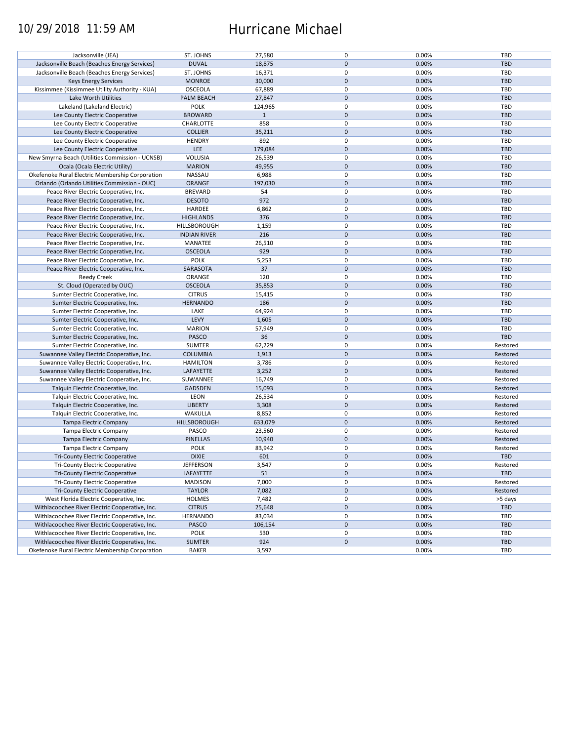| | | | | | |
|---|---|---|---|---|---|
| Jacksonville (JEA) | ST. JOHNS | 27,580 | 0 | 0.00% | TBD |
| Jacksonville Beach (Beaches Energy Services) | DUVAL | 18,875 | 0 | 0.00% | TBD |
| Jacksonville Beach (Beaches Energy Services) | ST. JOHNS | 16,371 | 0 | 0.00% | TBD |
| Keys Energy Services | MONROE | 30,000 | 0 | 0.00% | TBD |
| Kissimmee (Kissimmee Utility Authority - KUA) | OSCEOLA | 67,889 | 0 | 0.00% | TBD |
| Lake Worth Utilities | PALM BEACH | 27,847 | 0 | 0.00% | TBD |
| Lakeland (Lakeland Electric) | POLK | 124,965 | 0 | 0.00% | TBD |
| Lee County Electric Cooperative | BROWARD | 1 | 0 | 0.00% | TBD |
| Lee County Electric Cooperative | CHARLOTTE | 858 | 0 | 0.00% | TBD |
| Lee County Electric Cooperative | COLLIER | 35,211 | 0 | 0.00% | TBD |
| Lee County Electric Cooperative | HENDRY | 892 | 0 | 0.00% | TBD |
| Lee County Electric Cooperative | LEE | 179,084 | 0 | 0.00% | TBD |
| New Smyrna Beach (Utilities Commission - UCNSB) | VOLUSIA | 26,539 | 0 | 0.00% | TBD |
| Ocala (Ocala Electric Utility) | MARION | 49,955 | 0 | 0.00% | TBD |
| Okefenoke Rural Electric Membership Corporation | NASSAU | 6,988 | 0 | 0.00% | TBD |
| Orlando (Orlando Utilities Commission - OUC) | ORANGE | 197,030 | 0 | 0.00% | TBD |
| Peace River Electric Cooperative, Inc. | BREVARD | 54 | 0 | 0.00% | TBD |
| Peace River Electric Cooperative, Inc. | DESOTO | 972 | 0 | 0.00% | TBD |
| Peace River Electric Cooperative, Inc. | HARDEE | 6,862 | 0 | 0.00% | TBD |
| Peace River Electric Cooperative, Inc. | HIGHLANDS | 376 | 0 | 0.00% | TBD |
| Peace River Electric Cooperative, Inc. | HILLSBOROUGH | 1,159 | 0 | 0.00% | TBD |
| Peace River Electric Cooperative, Inc. | INDIAN RIVER | 216 | 0 | 0.00% | TBD |
| Peace River Electric Cooperative, Inc. | MANATEE | 26,510 | 0 | 0.00% | TBD |
| Peace River Electric Cooperative, Inc. | OSCEOLA | 929 | 0 | 0.00% | TBD |
| Peace River Electric Cooperative, Inc. | POLK | 5,253 | 0 | 0.00% | TBD |
| Peace River Electric Cooperative, Inc. | SARASOTA | 37 | 0 | 0.00% | TBD |
| Reedy Creek | ORANGE | 120 | 0 | 0.00% | TBD |
| St. Cloud (Operated by OUC) | OSCEOLA | 35,853 | 0 | 0.00% | TBD |
| Sumter Electric Cooperative, Inc. | CITRUS | 15,415 | 0 | 0.00% | TBD |
| Sumter Electric Cooperative, Inc. | HERNANDO | 186 | 0 | 0.00% | TBD |
| Sumter Electric Cooperative, Inc. | LAKE | 64,924 | 0 | 0.00% | TBD |
| Sumter Electric Cooperative, Inc. | LEVY | 1,605 | 0 | 0.00% | TBD |
| Sumter Electric Cooperative, Inc. | MARION | 57,949 | 0 | 0.00% | TBD |
| Sumter Electric Cooperative, Inc. | PASCO | 36 | 0 | 0.00% | TBD |
| Sumter Electric Cooperative, Inc. | SUMTER | 62,229 | 0 | 0.00% | Restored |
| Suwannee Valley Electric Cooperative, Inc. | COLUMBIA | 1,913 | 0 | 0.00% | Restored |
| Suwannee Valley Electric Cooperative, Inc. | HAMILTON | 3,786 | 0 | 0.00% | Restored |
| Suwannee Valley Electric Cooperative, Inc. | LAFAYETTE | 3,252 | 0 | 0.00% | Restored |
| Suwannee Valley Electric Cooperative, Inc. | SUWANNEE | 16,749 | 0 | 0.00% | Restored |
| Talquin Electric Cooperative, Inc. | GADSDEN | 15,093 | 0 | 0.00% | Restored |
| Talquin Electric Cooperative, Inc. | LEON | 26,534 | 0 | 0.00% | Restored |
| Talquin Electric Cooperative, Inc. | LIBERTY | 3,308 | 0 | 0.00% | Restored |
| Talquin Electric Cooperative, Inc. | WAKULLA | 8,852 | 0 | 0.00% | Restored |
| Tampa Electric Company | HILLSBOROUGH | 633,079 | 0 | 0.00% | Restored |
| Tampa Electric Company | PASCO | 23,560 | 0 | 0.00% | Restored |
| Tampa Electric Company | PINELLAS | 10,940 | 0 | 0.00% | Restored |
| Tampa Electric Company | POLK | 83,942 | 0 | 0.00% | Restored |
| Tri-County Electric Cooperative | DIXIE | 601 | 0 | 0.00% | TBD |
| Tri-County Electric Cooperative | JEFFERSON | 3,547 | 0 | 0.00% | Restored |
| Tri-County Electric Cooperative | LAFAYETTE | 51 | 0 | 0.00% | TBD |
| Tri-County Electric Cooperative | MADISON | 7,000 | 0 | 0.00% | Restored |
| Tri-County Electric Cooperative | TAYLOR | 7,082 | 0 | 0.00% | Restored |
| West Florida Electric Cooperative, Inc. | HOLMES | 7,482 | 0 | 0.00% | >5 days |
| Withlacoochee River Electric Cooperative, Inc. | CITRUS | 25,648 | 0 | 0.00% | TBD |
| Withlacoochee River Electric Cooperative, Inc. | HERNANDO | 83,034 | 0 | 0.00% | TBD |
| Withlacoochee River Electric Cooperative, Inc. | PASCO | 106,154 | 0 | 0.00% | TBD |
| Withlacoochee River Electric Cooperative, Inc. | POLK | 530 | 0 | 0.00% | TBD |
| Withlacoochee River Electric Cooperative, Inc. | SUMTER | 924 | 0 | 0.00% | TBD |
| Okefenoke Rural Electric Membership Corporation | BAKER | 3,597 | | 0.00% | TBD |